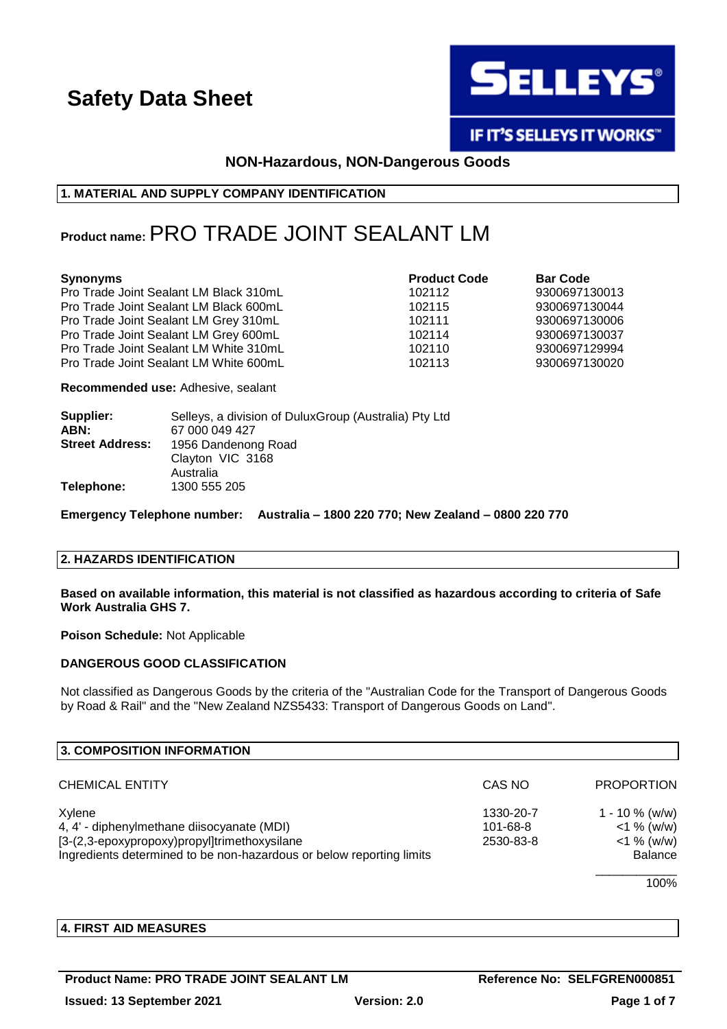# Safety Data Sheet

SELLEYS®

IF IT'S SELLEYS IT WORKS™

**NON-Hazardous, NON-Dangerous Goods**

## 1. MATERIAL AND SUPPLY COMPANY IDENTIFICATION

**Product name:** PRO TRADE JOINT SEALANT LM

| **Synonyms** | **Product Code** | **Bar Code** |
|---|---|---|
| Pro Trade Joint Sealant LM Black 310mL | 102112 | 9300697130013 |
| Pro Trade Joint Sealant LM Black 600mL | 102115 | 9300697130044 |
| Pro Trade Joint Sealant LM Grey 310mL | 102111 | 9300697130006 |
| Pro Trade Joint Sealant LM Grey 600mL | 102114 | 9300697130037 |
| Pro Trade Joint Sealant LM White 310mL | 102110 | 9300697129994 |
| Pro Trade Joint Sealant LM White 600mL | 102113 | 9300697130020 |

**Recommended use:** Adhesive, sealant

**Supplier:** Selleys, a division of DuluxGroup (Australia) Pty Ltd
**ABN:** 67 000 049 427
**Street Address:** 1956 Dandenong Road
Clayton VIC 3168
Australia
**Telephone:** 1300 555 205

**Emergency Telephone number: Australia – 1800 220 770; New Zealand – 0800 220 770**

## 2. HAZARDS IDENTIFICATION

**Based on available information, this material is not classified as hazardous according to criteria of Safe Work Australia GHS 7.**

**Poison Schedule:** Not Applicable

**DANGEROUS GOOD CLASSIFICATION**

Not classified as Dangerous Goods by the criteria of the "Australian Code for the Transport of Dangerous Goods by Road & Rail" and the "New Zealand NZS5433: Transport of Dangerous Goods on Land".

## 3. COMPOSITION INFORMATION

| CHEMICAL ENTITY | CAS NO | PROPORTION |
|---|---|---|
| Xylene | 1330-20-7 | 1 - 10 % (w/w) |
| 4, 4' - diphenylmethane diisocyanate (MDI) | 101-68-8 | <1 % (w/w) |
| [3-(2,3-epoxypropoxy)propyl]trimethoxysilane | 2530-83-8 | <1 % (w/w) |
| Ingredients determined to be non-hazardous or below reporting limits | | Balance |
| | | 100% |

## 4. FIRST AID MEASURES

**Product Name: PRO TRADE JOINT SEALANT LM** **Reference No: SELFGREN000851**
**Issued: 13 September 2021** **Version: 2.0**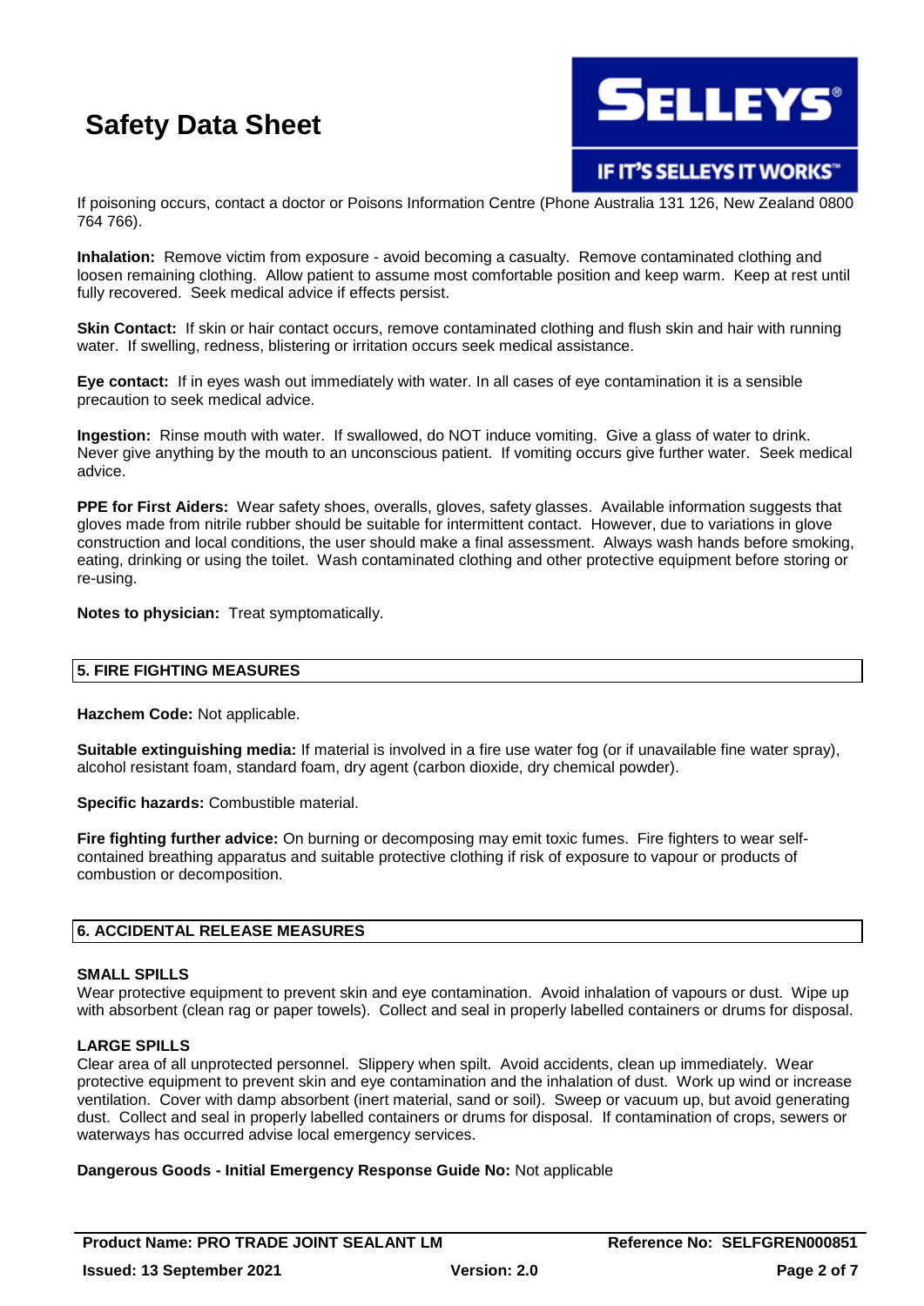If poisoning occurs, contact a doctor or Poisons Information Centre (Phone Australia 131 126, New Zealand 0800 764 766).

**Inhalation:** Remove victim from exposure - avoid becoming a casualty. Remove contaminated clothing and loosen remaining clothing. Allow patient to assume most comfortable position and keep warm. Keep at rest until fully recovered. Seek medical advice if effects persist.

**Skin Contact:** If skin or hair contact occurs, remove contaminated clothing and flush skin and hair with running water. If swelling, redness, blistering or irritation occurs seek medical assistance.

**Eye contact:** If in eyes wash out immediately with water. In all cases of eye contamination it is a sensible precaution to seek medical advice.

**Ingestion:** Rinse mouth with water. If swallowed, do NOT induce vomiting. Give a glass of water to drink. Never give anything by the mouth to an unconscious patient. If vomiting occurs give further water. Seek medical advice.

**PPE for First Aiders:** Wear safety shoes, overalls, gloves, safety glasses. Available information suggests that gloves made from nitrile rubber should be suitable for intermittent contact. However, due to variations in glove construction and local conditions, the user should make a final assessment. Always wash hands before smoking, eating, drinking or using the toilet. Wash contaminated clothing and other protective equipment before storing or re-using.

**Notes to physician:** Treat symptomatically.

## 5. FIRE FIGHTING MEASURES

**Hazchem Code:** Not applicable.

**Suitable extinguishing media:** If material is involved in a fire use water fog (or if unavailable fine water spray), alcohol resistant foam, standard foam, dry agent (carbon dioxide, dry chemical powder).

**Specific hazards:** Combustible material.

**Fire fighting further advice:** On burning or decomposing may emit toxic fumes. Fire fighters to wear self-contained breathing apparatus and suitable protective clothing if risk of exposure to vapour or products of combustion or decomposition.

## 6. ACCIDENTAL RELEASE MEASURES

### SMALL SPILLS

Wear protective equipment to prevent skin and eye contamination. Avoid inhalation of vapours or dust. Wipe up with absorbent (clean rag or paper towels). Collect and seal in properly labelled containers or drums for disposal.

### LARGE SPILLS

Clear area of all unprotected personnel. Slippery when spilt. Avoid accidents, clean up immediately. Wear protective equipment to prevent skin and eye contamination and the inhalation of dust. Work up wind or increase ventilation. Cover with damp absorbent (inert material, sand or soil). Sweep or vacuum up, but avoid generating dust. Collect and seal in properly labelled containers or drums for disposal. If contamination of crops, sewers or waterways has occurred advise local emergency services.

**Dangerous Goods - Initial Emergency Response Guide No:** Not applicable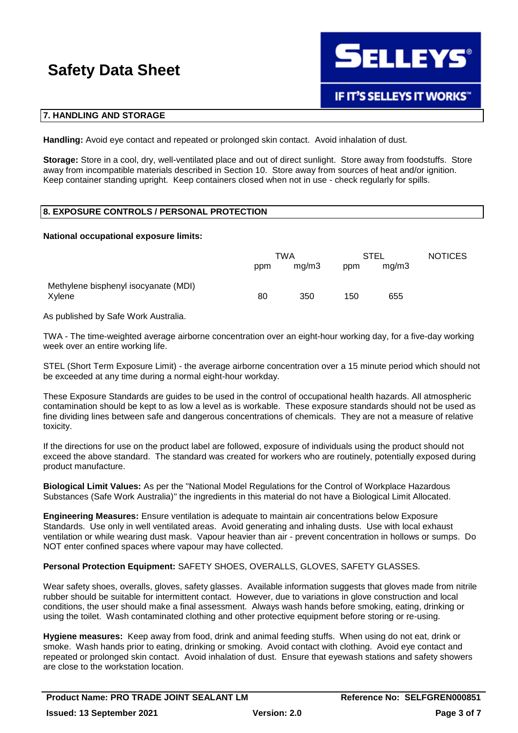## 7. HANDLING AND STORAGE

**Handling:** Avoid eye contact and repeated or prolonged skin contact. Avoid inhalation of dust.

**Storage:** Store in a cool, dry, well-ventilated place and out of direct sunlight. Store away from foodstuffs. Store away from incompatible materials described in Section 10. Store away from sources of heat and/or ignition. Keep container standing upright. Keep containers closed when not in use - check regularly for spills.

## 8. EXPOSURE CONTROLS / PERSONAL PROTECTION

**National occupational exposure limits:**

| | TWA | | STEL | | NOTICES |
|---|---|---|---|---|---|
| | ppm | mg/m3 | ppm | mg/m3 | |
| Methylene bisphenyl isocyanate (MDI) | | | | | |
| Xylene | 80 | 350 | 150 | 655 | |

As published by Safe Work Australia.

TWA - The time-weighted average airborne concentration over an eight-hour working day, for a five-day working week over an entire working life.

STEL (Short Term Exposure Limit) - the average airborne concentration over a 15 minute period which should not be exceeded at any time during a normal eight-hour workday.

These Exposure Standards are guides to be used in the control of occupational health hazards. All atmospheric contamination should be kept to as low a level as is workable. These exposure standards should not be used as fine dividing lines between safe and dangerous concentrations of chemicals. They are not a measure of relative toxicity.

If the directions for use on the product label are followed, exposure of individuals using the product should not exceed the above standard. The standard was created for workers who are routinely, potentially exposed during product manufacture.

**Biological Limit Values:** As per the "National Model Regulations for the Control of Workplace Hazardous Substances (Safe Work Australia)" the ingredients in this material do not have a Biological Limit Allocated.

**Engineering Measures:** Ensure ventilation is adequate to maintain air concentrations below Exposure Standards. Use only in well ventilated areas. Avoid generating and inhaling dusts. Use with local exhaust ventilation or while wearing dust mask. Vapour heavier than air - prevent concentration in hollows or sumps. Do NOT enter confined spaces where vapour may have collected.

**Personal Protection Equipment:** SAFETY SHOES, OVERALLS, GLOVES, SAFETY GLASSES.

Wear safety shoes, overalls, gloves, safety glasses. Available information suggests that gloves made from nitrile rubber should be suitable for intermittent contact. However, due to variations in glove construction and local conditions, the user should make a final assessment. Always wash hands before smoking, eating, drinking or using the toilet. Wash contaminated clothing and other protective equipment before storing or re-using.

**Hygiene measures:** Keep away from food, drink and animal feeding stuffs. When using do not eat, drink or smoke. Wash hands prior to eating, drinking or smoking. Avoid contact with clothing. Avoid eye contact and repeated or prolonged skin contact. Avoid inhalation of dust. Ensure that eyewash stations and safety showers are close to the workstation location.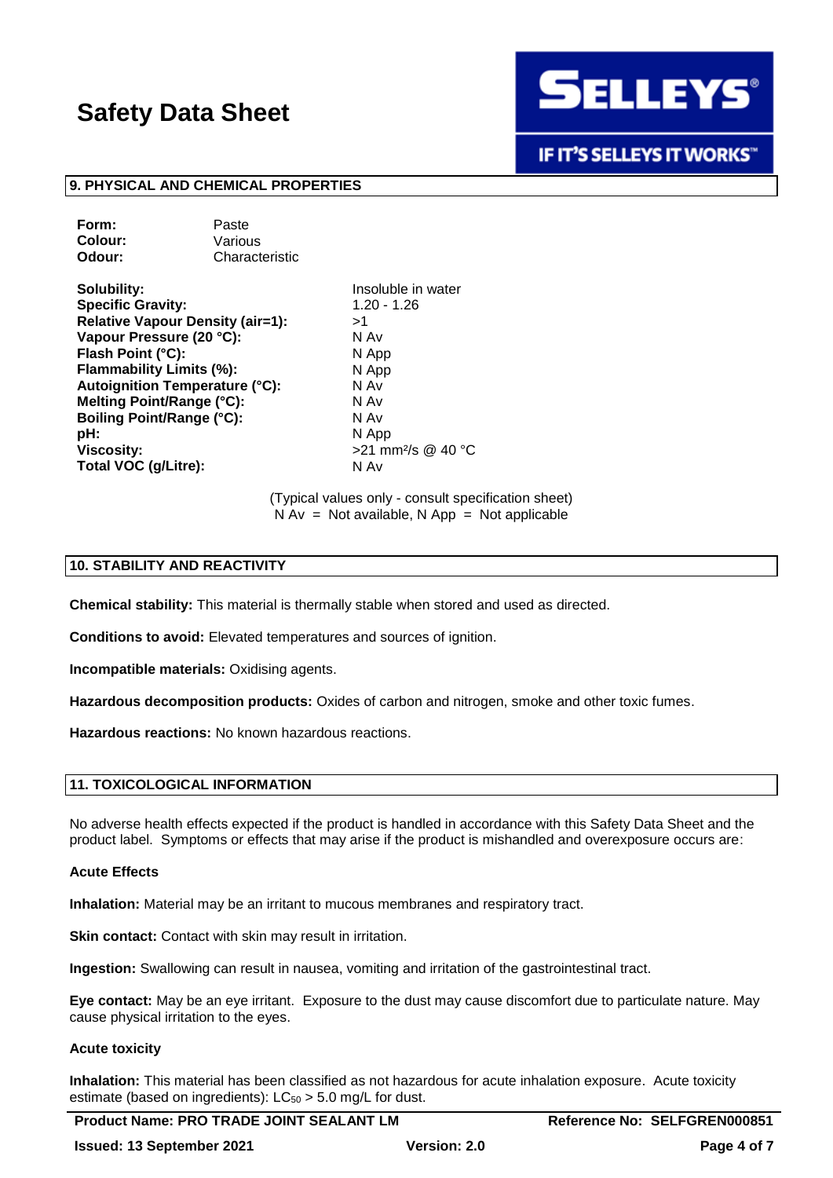## 9. PHYSICAL AND CHEMICAL PROPERTIES

| | |
|---|---|
| **Form:** | Paste |
| **Colour:** | Various |
| **Odour:** | Characteristic |

| | |
|---|---|
| **Solubility:** | Insoluble in water |
| **Specific Gravity:** | 1.20 - 1.26 |
| **Relative Vapour Density (air=1):** | >1 |
| **Vapour Pressure (20 °C):** | N Av |
| **Flash Point (°C):** | N App |
| **Flammability Limits (%):** | N App |
| **Autoignition Temperature (°C):** | N Av |
| **Melting Point/Range (°C):** | N Av |
| **Boiling Point/Range (°C):** | N Av |
| **pH:** | N App |
| **Viscosity:** | >21 $mm^2/s$ @ 40 °C |
| **Total VOC (g/Litre):** | N Av |

(Typical values only - consult specification sheet)
N Av = Not available, N App = Not applicable

## 10. STABILITY AND REACTIVITY

**Chemical stability:** This material is thermally stable when stored and used as directed.

**Conditions to avoid:** Elevated temperatures and sources of ignition.

**Incompatible materials:** Oxidising agents.

**Hazardous decomposition products:** Oxides of carbon and nitrogen, smoke and other toxic fumes.

**Hazardous reactions:** No known hazardous reactions.

## 11. TOXICOLOGICAL INFORMATION

No adverse health effects expected if the product is handled in accordance with this Safety Data Sheet and the product label. Symptoms or effects that may arise if the product is mishandled and overexposure occurs are:

### Acute Effects

**Inhalation:** Material may be an irritant to mucous membranes and respiratory tract.

**Skin contact:** Contact with skin may result in irritation.

**Ingestion:** Swallowing can result in nausea, vomiting and irritation of the gastrointestinal tract.

**Eye contact:** May be an eye irritant. Exposure to the dust may cause discomfort due to particulate nature. May cause physical irritation to the eyes.

### Acute toxicity

**Inhalation:** This material has been classified as not hazardous for acute inhalation exposure. Acute toxicity estimate (based on ingredients): $LC_{50}$ > 5.0 mg/L for dust.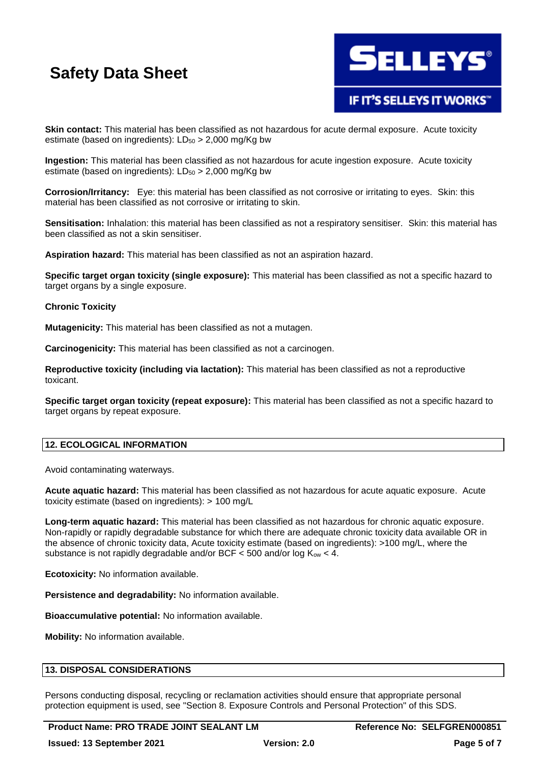**Skin contact:** This material has been classified as not hazardous for acute dermal exposure. Acute toxicity estimate (based on ingredients): $LD_{50}$ > 2,000 mg/Kg bw

**Ingestion:** This material has been classified as not hazardous for acute ingestion exposure. Acute toxicity estimate (based on ingredients): $LD_{50}$ > 2,000 mg/Kg bw

**Corrosion/Irritancy:** Eye: this material has been classified as not corrosive or irritating to eyes. Skin: this material has been classified as not corrosive or irritating to skin.

**Sensitisation:** Inhalation: this material has been classified as not a respiratory sensitiser. Skin: this material has been classified as not a skin sensitiser.

**Aspiration hazard:** This material has been classified as not an aspiration hazard.

**Specific target organ toxicity (single exposure):** This material has been classified as not a specific hazard to target organs by a single exposure.

**Chronic Toxicity**

**Mutagenicity:** This material has been classified as not a mutagen.

**Carcinogenicity:** This material has been classified as not a carcinogen.

**Reproductive toxicity (including via lactation):** This material has been classified as not a reproductive toxicant.

**Specific target organ toxicity (repeat exposure):** This material has been classified as not a specific hazard to target organs by repeat exposure.

## 12. ECOLOGICAL INFORMATION

Avoid contaminating waterways.

**Acute aquatic hazard:** This material has been classified as not hazardous for acute aquatic exposure. Acute toxicity estimate (based on ingredients): > 100 mg/L

**Long-term aquatic hazard:** This material has been classified as not hazardous for chronic aquatic exposure. Non-rapidly or rapidly degradable substance for which there are adequate chronic toxicity data available OR in the absence of chronic toxicity data, Acute toxicity estimate (based on ingredients): >100 mg/L, where the substance is not rapidly degradable and/or BCF < 500 and/or log $K_{ow}$ < 4.

**Ecotoxicity:** No information available.

**Persistence and degradability:** No information available.

**Bioaccumulative potential:** No information available.

**Mobility:** No information available.

## 13. DISPOSAL CONSIDERATIONS

Persons conducting disposal, recycling or reclamation activities should ensure that appropriate personal protection equipment is used, see "Section 8. Exposure Controls and Personal Protection" of this SDS.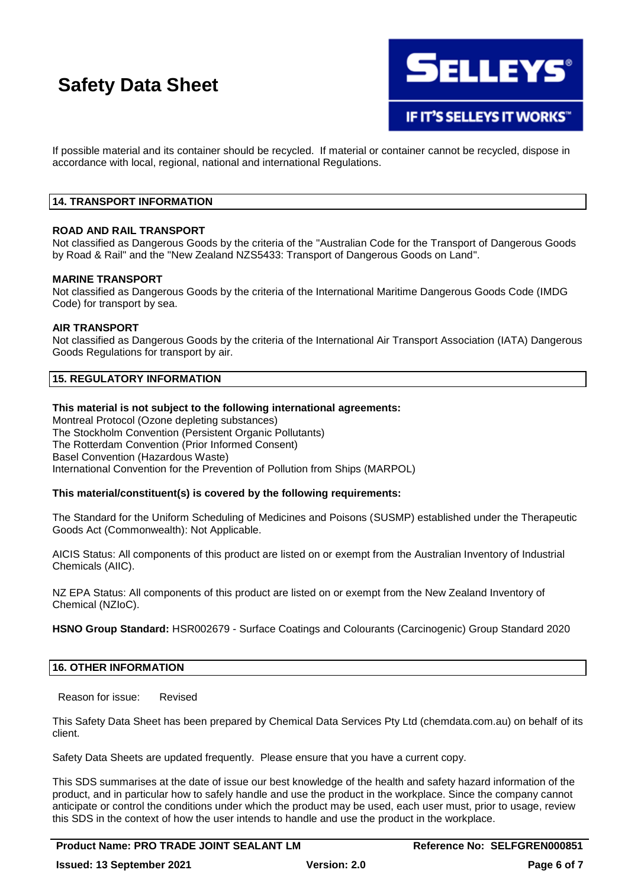If possible material and its container should be recycled. If material or container cannot be recycled, dispose in accordance with local, regional, national and international Regulations.

## 14. TRANSPORT INFORMATION

**ROAD AND RAIL TRANSPORT**
Not classified as Dangerous Goods by the criteria of the "Australian Code for the Transport of Dangerous Goods by Road & Rail" and the "New Zealand NZS5433: Transport of Dangerous Goods on Land".

**MARINE TRANSPORT**
Not classified as Dangerous Goods by the criteria of the International Maritime Dangerous Goods Code (IMDG Code) for transport by sea.

**AIR TRANSPORT**
Not classified as Dangerous Goods by the criteria of the International Air Transport Association (IATA) Dangerous Goods Regulations for transport by air.

## 15. REGULATORY INFORMATION

**This material is not subject to the following international agreements:**
Montreal Protocol (Ozone depleting substances)
The Stockholm Convention (Persistent Organic Pollutants)
The Rotterdam Convention (Prior Informed Consent)
Basel Convention (Hazardous Waste)
International Convention for the Prevention of Pollution from Ships (MARPOL)

**This material/constituent(s) is covered by the following requirements:**

The Standard for the Uniform Scheduling of Medicines and Poisons (SUSMP) established under the Therapeutic Goods Act (Commonwealth): Not Applicable.

AICIS Status: All components of this product are listed on or exempt from the Australian Inventory of Industrial Chemicals (AIIC).

NZ EPA Status: All components of this product are listed on or exempt from the New Zealand Inventory of Chemical (NZIoC).

**HSNO Group Standard:** HSR002679 - Surface Coatings and Colourants (Carcinogenic) Group Standard 2020

## 16. OTHER INFORMATION

Reason for issue: Revised

This Safety Data Sheet has been prepared by Chemical Data Services Pty Ltd (chemdata.com.au) on behalf of its client.

Safety Data Sheets are updated frequently. Please ensure that you have a current copy.

This SDS summarises at the date of issue our best knowledge of the health and safety hazard information of the product, and in particular how to safely handle and use the product in the workplace. Since the company cannot anticipate or control the conditions under which the product may be used, each user must, prior to usage, review this SDS in the context of how the user intends to handle and use the product in the workplace.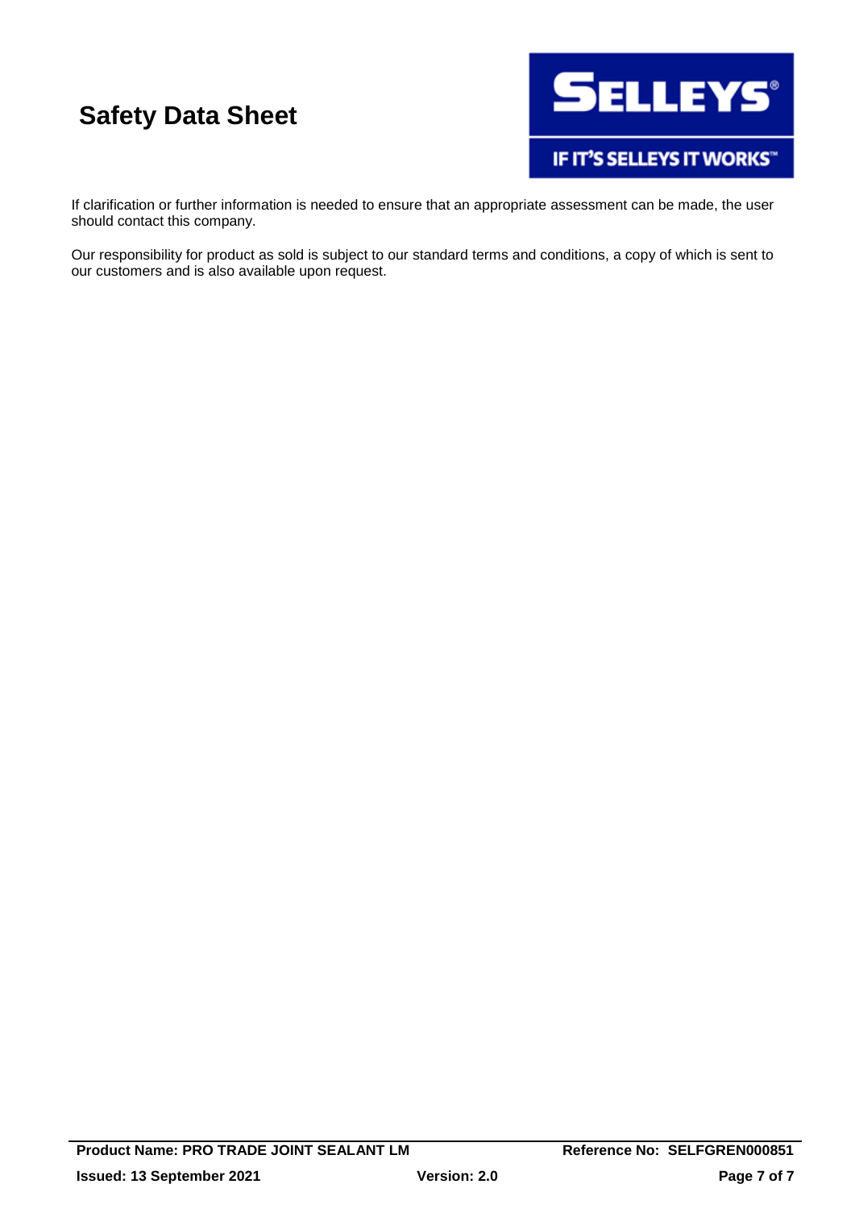If clarification or further information is needed to ensure that an appropriate assessment can be made, the user should contact this company.

Our responsibility for product as sold is subject to our standard terms and conditions, a copy of which is sent to our customers and is also available upon request.